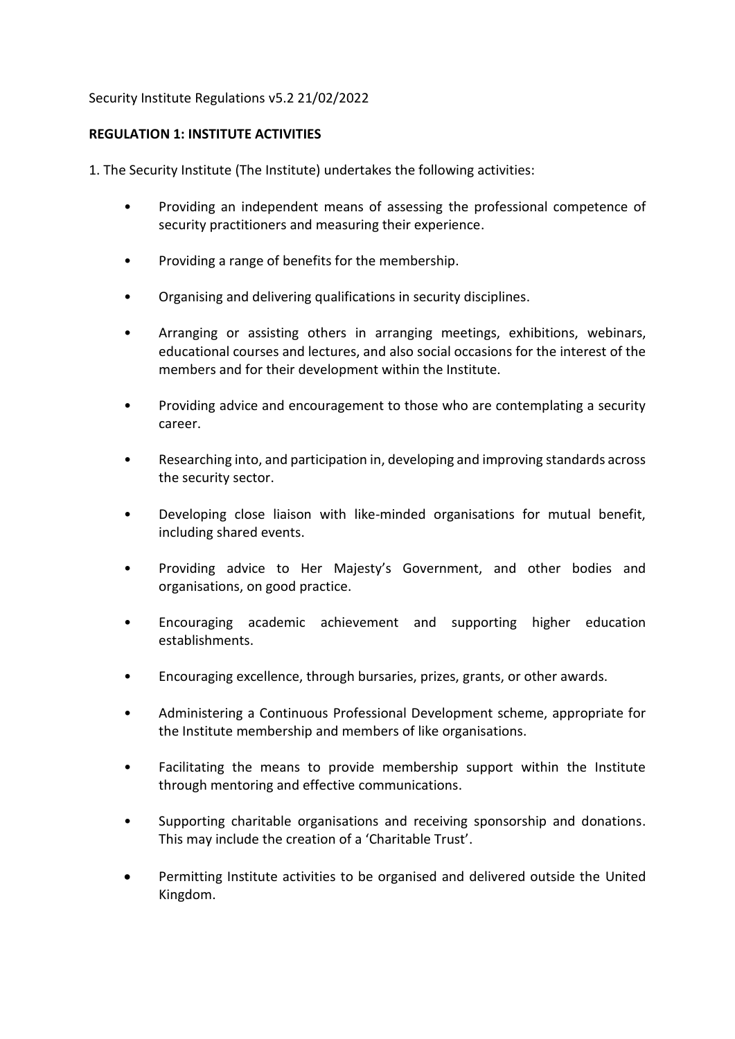Security Institute Regulations v5.2 21/02/2022

**REGULATION 1: INSTITUTE ACTIVITIES**

1. The Security Institute (The Institute) undertakes the following activities:

- Providing an independent means of assessing the professional competence of security practitioners and measuring their experience.
- Providing a range of benefits for the membership.
- Organising and delivering qualifications in security disciplines.
- Arranging or assisting others in arranging meetings, exhibitions, webinars, educational courses and lectures, and also social occasions for the interest of the members and for their development within the Institute.
- Providing advice and encouragement to those who are contemplating a security career.
- Researching into, and participation in, developing and improving standards across the security sector.
- Developing close liaison with like-minded organisations for mutual benefit, including shared events.
- Providing advice to Her Majesty's Government, and other bodies and organisations, on good practice.
- Encouraging academic achievement and supporting higher education establishments.
- Encouraging excellence, through bursaries, prizes, grants, or other awards.
- Administering a Continuous Professional Development scheme, appropriate for the Institute membership and members of like organisations.
- Facilitating the means to provide membership support within the Institute through mentoring and effective communications.
- Supporting charitable organisations and receiving sponsorship and donations. This may include the creation of a 'Charitable Trust'.
- Permitting Institute activities to be organised and delivered outside the United Kingdom.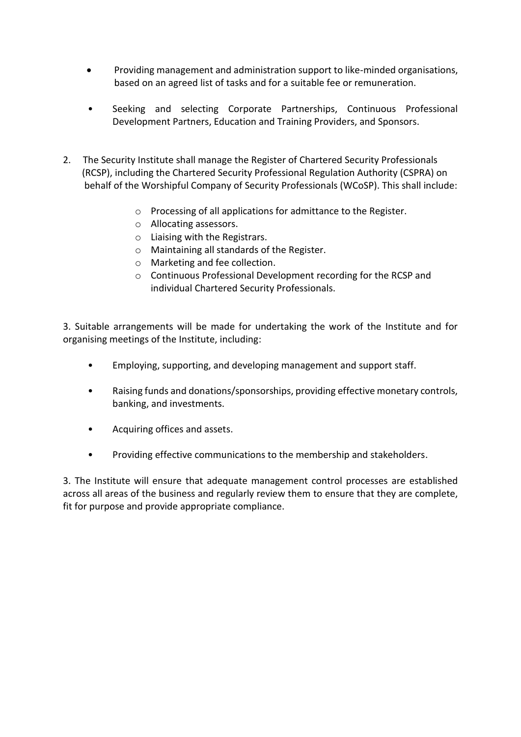- Providing management and administration support to like-minded organisations, based on an agreed list of tasks and for a suitable fee or remuneration.

- Seeking and selecting Corporate Partnerships, Continuous Professional Development Partners, Education and Training Providers, and Sponsors.

2. The Security Institute shall manage the Register of Chartered Security Professionals (RCSP), including the Chartered Security Professional Regulation Authority (CSPRA) on behalf of the Worshipful Company of Security Professionals (WCoSP). This shall include:

    - Processing of all applications for admittance to the Register.
    - Allocating assessors.
    - Liaising with the Registrars.
    - Maintaining all standards of the Register.
    - Marketing and fee collection.
    - Continuous Professional Development recording for the RCSP and individual Chartered Security Professionals.

3. Suitable arrangements will be made for undertaking the work of the Institute and for organising meetings of the Institute, including:

- Employing, supporting, and developing management and support staff.

- Raising funds and donations/sponsorships, providing effective monetary controls, banking, and investments.

- Acquiring offices and assets.

- Providing effective communications to the membership and stakeholders.

3. The Institute will ensure that adequate management control processes are established across all areas of the business and regularly review them to ensure that they are complete, fit for purpose and provide appropriate compliance.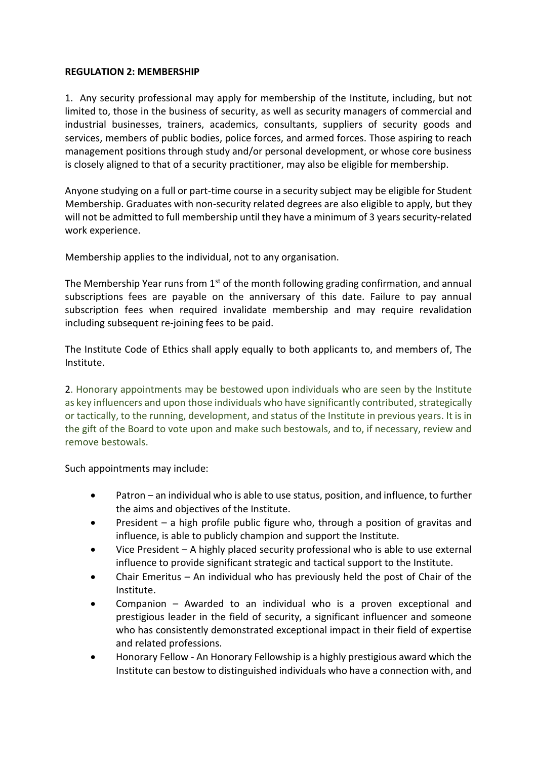**REGULATION 2: MEMBERSHIP**

1. Any security professional may apply for membership of the Institute, including, but not limited to, those in the business of security, as well as security managers of commercial and industrial businesses, trainers, academics, consultants, suppliers of security goods and services, members of public bodies, police forces, and armed forces. Those aspiring to reach management positions through study and/or personal development, or whose core business is closely aligned to that of a security practitioner, may also be eligible for membership.

Anyone studying on a full or part-time course in a security subject may be eligible for Student Membership. Graduates with non-security related degrees are also eligible to apply, but they will not be admitted to full membership until they have a minimum of 3 years security-related work experience.

Membership applies to the individual, not to any organisation.

The Membership Year runs from 1st of the month following grading confirmation, and annual subscriptions fees are payable on the anniversary of this date. Failure to pay annual subscription fees when required invalidate membership and may require revalidation including subsequent re-joining fees to be paid.

The Institute Code of Ethics shall apply equally to both applicants to, and members of, The Institute.

2. Honorary appointments may be bestowed upon individuals who are seen by the Institute as key influencers and upon those individuals who have significantly contributed, strategically or tactically, to the running, development, and status of the Institute in previous years. It is in the gift of the Board to vote upon and make such bestowals, and to, if necessary, review and remove bestowals.

Such appointments may include:

- Patron – an individual who is able to use status, position, and influence, to further the aims and objectives of the Institute.
- President – a high profile public figure who, through a position of gravitas and influence, is able to publicly champion and support the Institute.
- Vice President – A highly placed security professional who is able to use external influence to provide significant strategic and tactical support to the Institute.
- Chair Emeritus – An individual who has previously held the post of Chair of the Institute.
- Companion – Awarded to an individual who is a proven exceptional and prestigious leader in the field of security, a significant influencer and someone who has consistently demonstrated exceptional impact in their field of expertise and related professions.
- Honorary Fellow - An Honorary Fellowship is a highly prestigious award which the Institute can bestow to distinguished individuals who have a connection with, and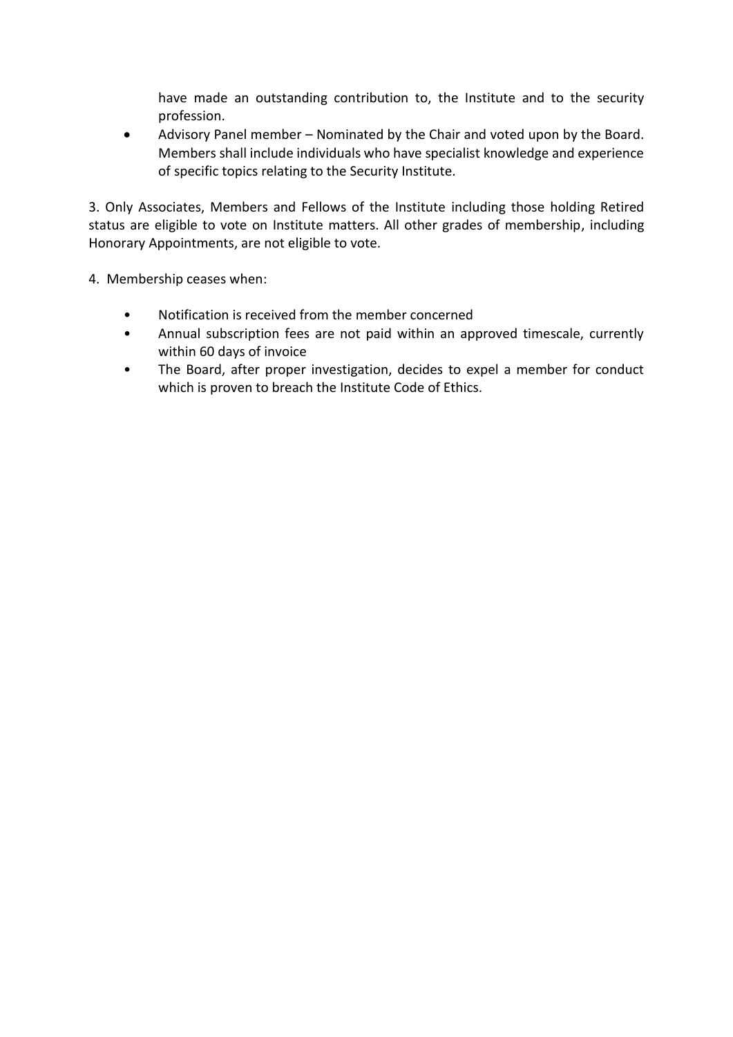have made an outstanding contribution to, the Institute and to the security profession.

- Advisory Panel member – Nominated by the Chair and voted upon by the Board. Members shall include individuals who have specialist knowledge and experience of specific topics relating to the Security Institute.

3. Only Associates, Members and Fellows of the Institute including those holding Retired status are eligible to vote on Institute matters. All other grades of membership, including Honorary Appointments, are not eligible to vote.

4. Membership ceases when:

- Notification is received from the member concerned
- Annual subscription fees are not paid within an approved timescale, currently within 60 days of invoice
- The Board, after proper investigation, decides to expel a member for conduct which is proven to breach the Institute Code of Ethics.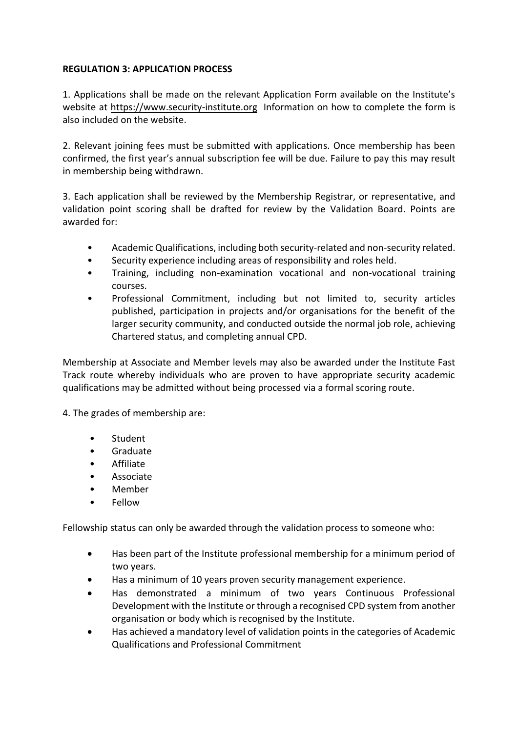**REGULATION 3: APPLICATION PROCESS**

1. Applications shall be made on the relevant Application Form available on the Institute's website at https://www.security-institute.org Information on how to complete the form is also included on the website.

2. Relevant joining fees must be submitted with applications. Once membership has been confirmed, the first year's annual subscription fee will be due. Failure to pay this may result in membership being withdrawn.

3. Each application shall be reviewed by the Membership Registrar, or representative, and validation point scoring shall be drafted for review by the Validation Board. Points are awarded for:

- Academic Qualifications, including both security-related and non-security related.
- Security experience including areas of responsibility and roles held.
- Training, including non-examination vocational and non-vocational training courses.
- Professional Commitment, including but not limited to, security articles published, participation in projects and/or organisations for the benefit of the larger security community, and conducted outside the normal job role, achieving Chartered status, and completing annual CPD.

Membership at Associate and Member levels may also be awarded under the Institute Fast Track route whereby individuals who are proven to have appropriate security academic qualifications may be admitted without being processed via a formal scoring route.

4. The grades of membership are:

- Student
- Graduate
- Affiliate
- Associate
- Member
- Fellow

Fellowship status can only be awarded through the validation process to someone who:

- Has been part of the Institute professional membership for a minimum period of two years.
- Has a minimum of 10 years proven security management experience.
- Has demonstrated a minimum of two years Continuous Professional Development with the Institute or through a recognised CPD system from another organisation or body which is recognised by the Institute.
- Has achieved a mandatory level of validation points in the categories of Academic Qualifications and Professional Commitment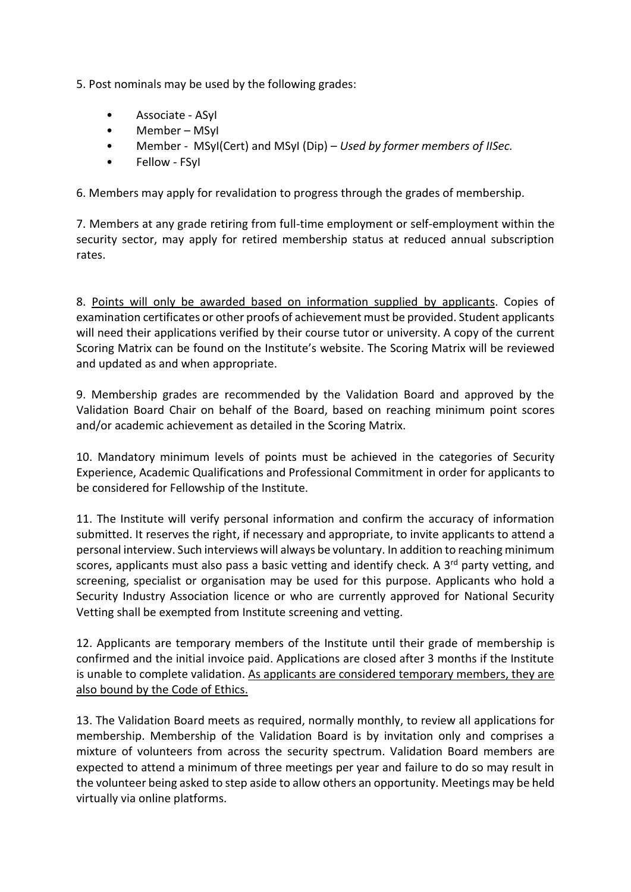5. Post nominals may be used by the following grades:

- Associate - ASyI
- Member – MSyI
- Member - MSyI(Cert) and MSyI (Dip) – *Used by former members of IISec.*
- Fellow - FSyI

6. Members may apply for revalidation to progress through the grades of membership.

7. Members at any grade retiring from full-time employment or self-employment within the security sector, may apply for retired membership status at reduced annual subscription rates.

8. <u>Points will only be awarded based on information supplied by applicants</u>. Copies of examination certificates or other proofs of achievement must be provided. Student applicants will need their applications verified by their course tutor or university. A copy of the current Scoring Matrix can be found on the Institute's website. The Scoring Matrix will be reviewed and updated as and when appropriate.

9. Membership grades are recommended by the Validation Board and approved by the Validation Board Chair on behalf of the Board, based on reaching minimum point scores and/or academic achievement as detailed in the Scoring Matrix.

10. Mandatory minimum levels of points must be achieved in the categories of Security Experience, Academic Qualifications and Professional Commitment in order for applicants to be considered for Fellowship of the Institute.

11. The Institute will verify personal information and confirm the accuracy of information submitted. It reserves the right, if necessary and appropriate, to invite applicants to attend a personal interview. Such interviews will always be voluntary. In addition to reaching minimum scores, applicants must also pass a basic vetting and identify check. A 3rd party vetting, and screening, specialist or organisation may be used for this purpose. Applicants who hold a Security Industry Association licence or who are currently approved for National Security Vetting shall be exempted from Institute screening and vetting.

12. Applicants are temporary members of the Institute until their grade of membership is confirmed and the initial invoice paid. Applications are closed after 3 months if the Institute is unable to complete validation. <u>As applicants are considered temporary members, they are also bound by the Code of Ethics.</u>

13. The Validation Board meets as required, normally monthly, to review all applications for membership. Membership of the Validation Board is by invitation only and comprises a mixture of volunteers from across the security spectrum. Validation Board members are expected to attend a minimum of three meetings per year and failure to do so may result in the volunteer being asked to step aside to allow others an opportunity. Meetings may be held virtually via online platforms.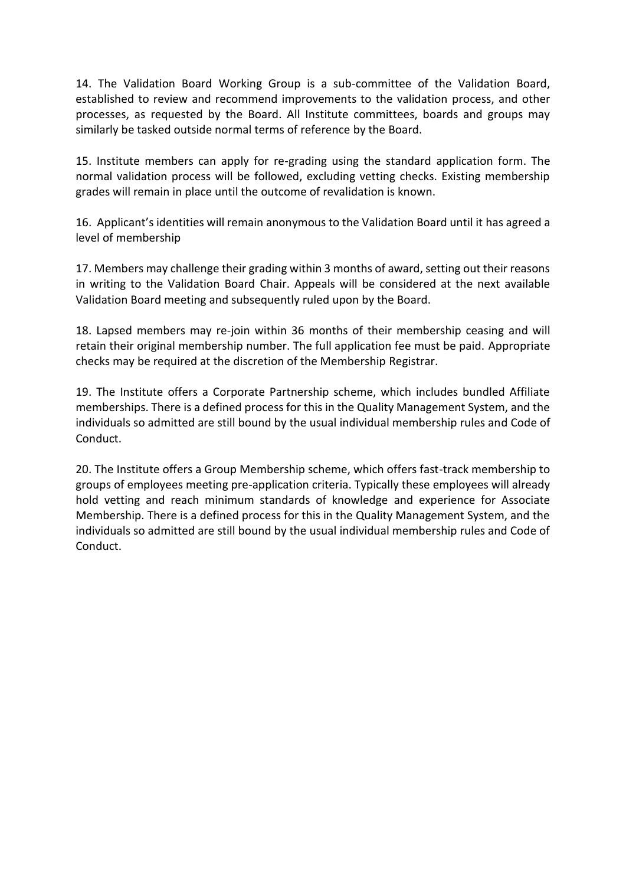14. The Validation Board Working Group is a sub-committee of the Validation Board, established to review and recommend improvements to the validation process, and other processes, as requested by the Board. All Institute committees, boards and groups may similarly be tasked outside normal terms of reference by the Board.

15. Institute members can apply for re-grading using the standard application form. The normal validation process will be followed, excluding vetting checks. Existing membership grades will remain in place until the outcome of revalidation is known.

16. Applicant's identities will remain anonymous to the Validation Board until it has agreed a level of membership

17. Members may challenge their grading within 3 months of award, setting out their reasons in writing to the Validation Board Chair. Appeals will be considered at the next available Validation Board meeting and subsequently ruled upon by the Board.

18. Lapsed members may re-join within 36 months of their membership ceasing and will retain their original membership number. The full application fee must be paid. Appropriate checks may be required at the discretion of the Membership Registrar.

19. The Institute offers a Corporate Partnership scheme, which includes bundled Affiliate memberships. There is a defined process for this in the Quality Management System, and the individuals so admitted are still bound by the usual individual membership rules and Code of Conduct.

20. The Institute offers a Group Membership scheme, which offers fast-track membership to groups of employees meeting pre-application criteria. Typically these employees will already hold vetting and reach minimum standards of knowledge and experience for Associate Membership. There is a defined process for this in the Quality Management System, and the individuals so admitted are still bound by the usual individual membership rules and Code of Conduct.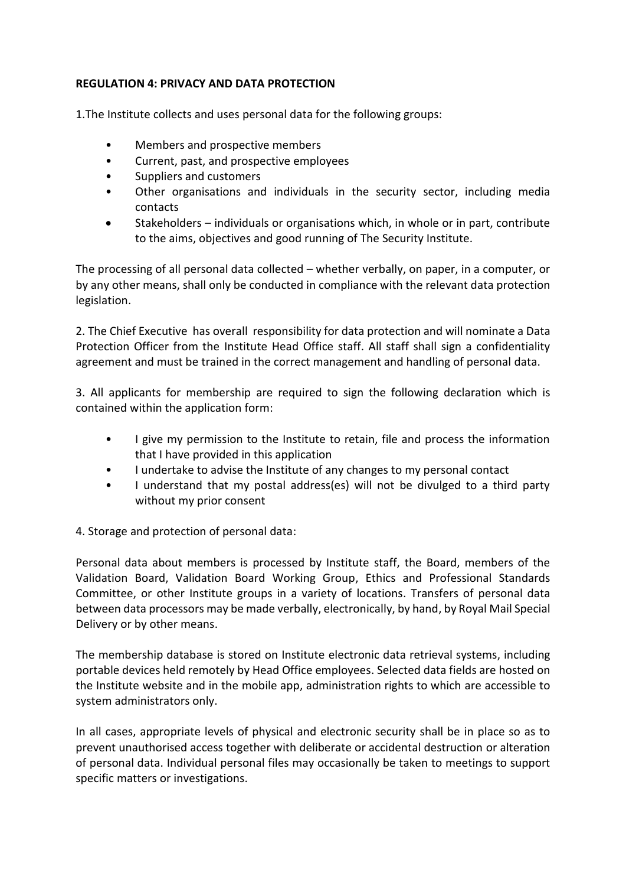**REGULATION 4: PRIVACY AND DATA PROTECTION**

1.The Institute collects and uses personal data for the following groups:

- Members and prospective members
- Current, past, and prospective employees
- Suppliers and customers
- Other organisations and individuals in the security sector, including media contacts
- Stakeholders – individuals or organisations which, in whole or in part, contribute to the aims, objectives and good running of The Security Institute.

The processing of all personal data collected – whether verbally, on paper, in a computer, or by any other means, shall only be conducted in compliance with the relevant data protection legislation.

2. The Chief Executive has overall responsibility for data protection and will nominate a Data Protection Officer from the Institute Head Office staff. All staff shall sign a confidentiality agreement and must be trained in the correct management and handling of personal data.

3. All applicants for membership are required to sign the following declaration which is contained within the application form:

- I give my permission to the Institute to retain, file and process the information that I have provided in this application
- I undertake to advise the Institute of any changes to my personal contact
- I understand that my postal address(es) will not be divulged to a third party without my prior consent

4. Storage and protection of personal data:

Personal data about members is processed by Institute staff, the Board, members of the Validation Board, Validation Board Working Group, Ethics and Professional Standards Committee, or other Institute groups in a variety of locations. Transfers of personal data between data processors may be made verbally, electronically, by hand, by Royal Mail Special Delivery or by other means.

The membership database is stored on Institute electronic data retrieval systems, including portable devices held remotely by Head Office employees. Selected data fields are hosted on the Institute website and in the mobile app, administration rights to which are accessible to system administrators only.

In all cases, appropriate levels of physical and electronic security shall be in place so as to prevent unauthorised access together with deliberate or accidental destruction or alteration of personal data. Individual personal files may occasionally be taken to meetings to support specific matters or investigations.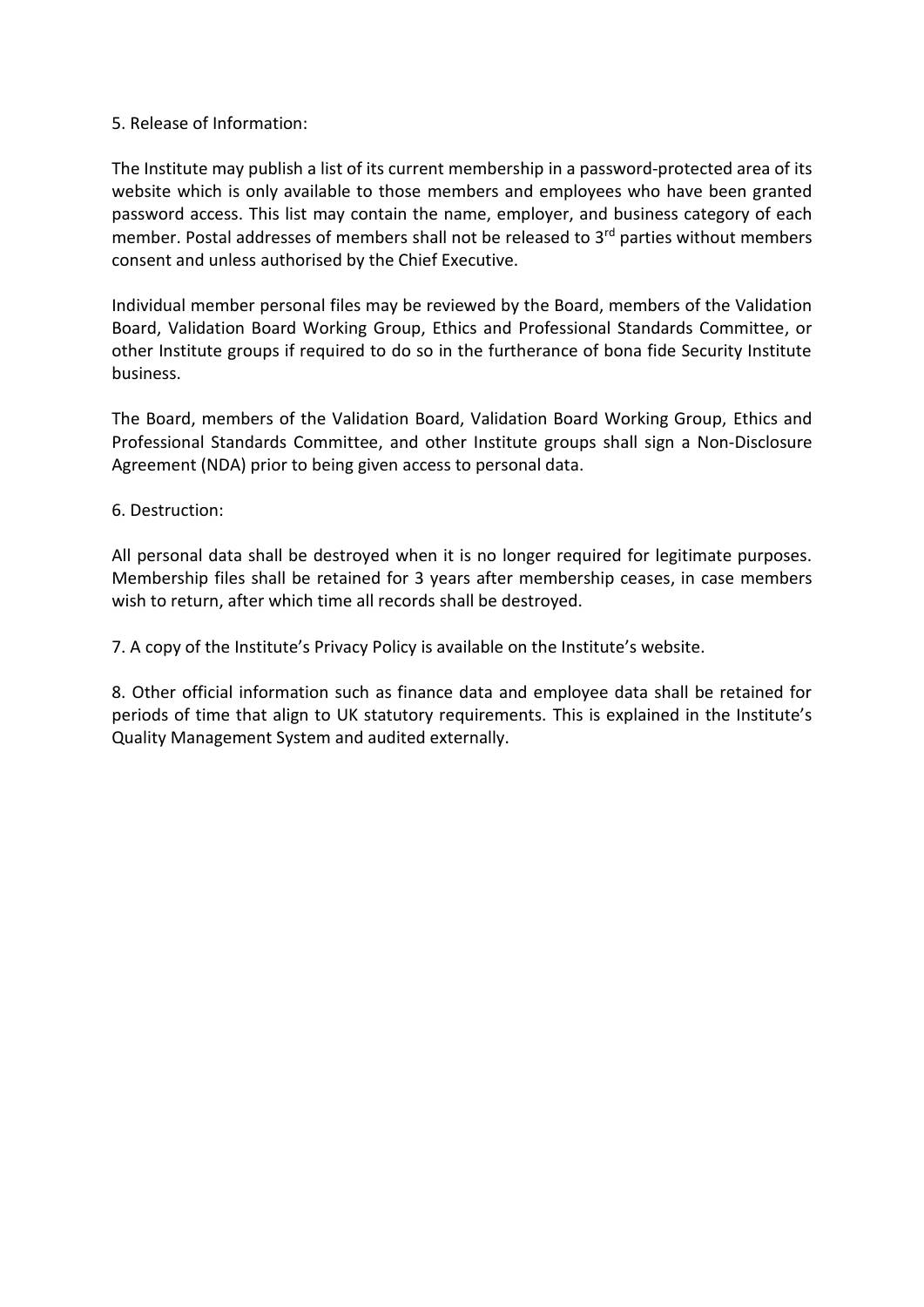5. Release of Information:

The Institute may publish a list of its current membership in a password-protected area of its website which is only available to those members and employees who have been granted password access. This list may contain the name, employer, and business category of each member. Postal addresses of members shall not be released to 3rd parties without members consent and unless authorised by the Chief Executive.

Individual member personal files may be reviewed by the Board, members of the Validation Board, Validation Board Working Group, Ethics and Professional Standards Committee, or other Institute groups if required to do so in the furtherance of bona fide Security Institute business.

The Board, members of the Validation Board, Validation Board Working Group, Ethics and Professional Standards Committee, and other Institute groups shall sign a Non-Disclosure Agreement (NDA) prior to being given access to personal data.

6. Destruction:

All personal data shall be destroyed when it is no longer required for legitimate purposes. Membership files shall be retained for 3 years after membership ceases, in case members wish to return, after which time all records shall be destroyed.

7. A copy of the Institute's Privacy Policy is available on the Institute's website.

8. Other official information such as finance data and employee data shall be retained for periods of time that align to UK statutory requirements. This is explained in the Institute's Quality Management System and audited externally.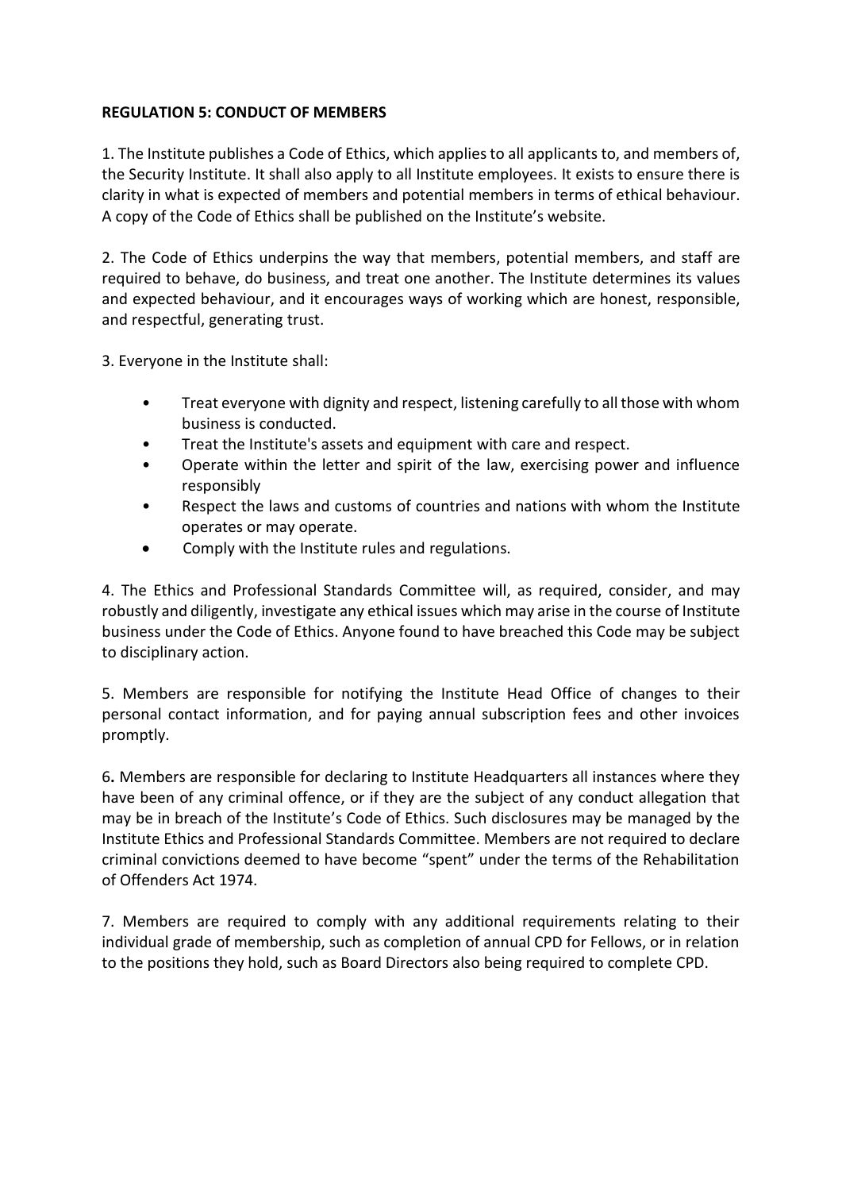**REGULATION 5: CONDUCT OF MEMBERS**

1. The Institute publishes a Code of Ethics, which applies to all applicants to, and members of, the Security Institute. It shall also apply to all Institute employees. It exists to ensure there is clarity in what is expected of members and potential members in terms of ethical behaviour. A copy of the Code of Ethics shall be published on the Institute's website.

2. The Code of Ethics underpins the way that members, potential members, and staff are required to behave, do business, and treat one another. The Institute determines its values and expected behaviour, and it encourages ways of working which are honest, responsible, and respectful, generating trust.

3. Everyone in the Institute shall:

- Treat everyone with dignity and respect, listening carefully to all those with whom business is conducted.
- Treat the Institute's assets and equipment with care and respect.
- Operate within the letter and spirit of the law, exercising power and influence responsibly
- Respect the laws and customs of countries and nations with whom the Institute operates or may operate.
- Comply with the Institute rules and regulations.

4. The Ethics and Professional Standards Committee will, as required, consider, and may robustly and diligently, investigate any ethical issues which may arise in the course of Institute business under the Code of Ethics. Anyone found to have breached this Code may be subject to disciplinary action.

5. Members are responsible for notifying the Institute Head Office of changes to their personal contact information, and for paying annual subscription fees and other invoices promptly.

6**.** Members are responsible for declaring to Institute Headquarters all instances where they have been of any criminal offence, or if they are the subject of any conduct allegation that may be in breach of the Institute's Code of Ethics. Such disclosures may be managed by the Institute Ethics and Professional Standards Committee. Members are not required to declare criminal convictions deemed to have become "spent" under the terms of the Rehabilitation of Offenders Act 1974.

7. Members are required to comply with any additional requirements relating to their individual grade of membership, such as completion of annual CPD for Fellows, or in relation to the positions they hold, such as Board Directors also being required to complete CPD.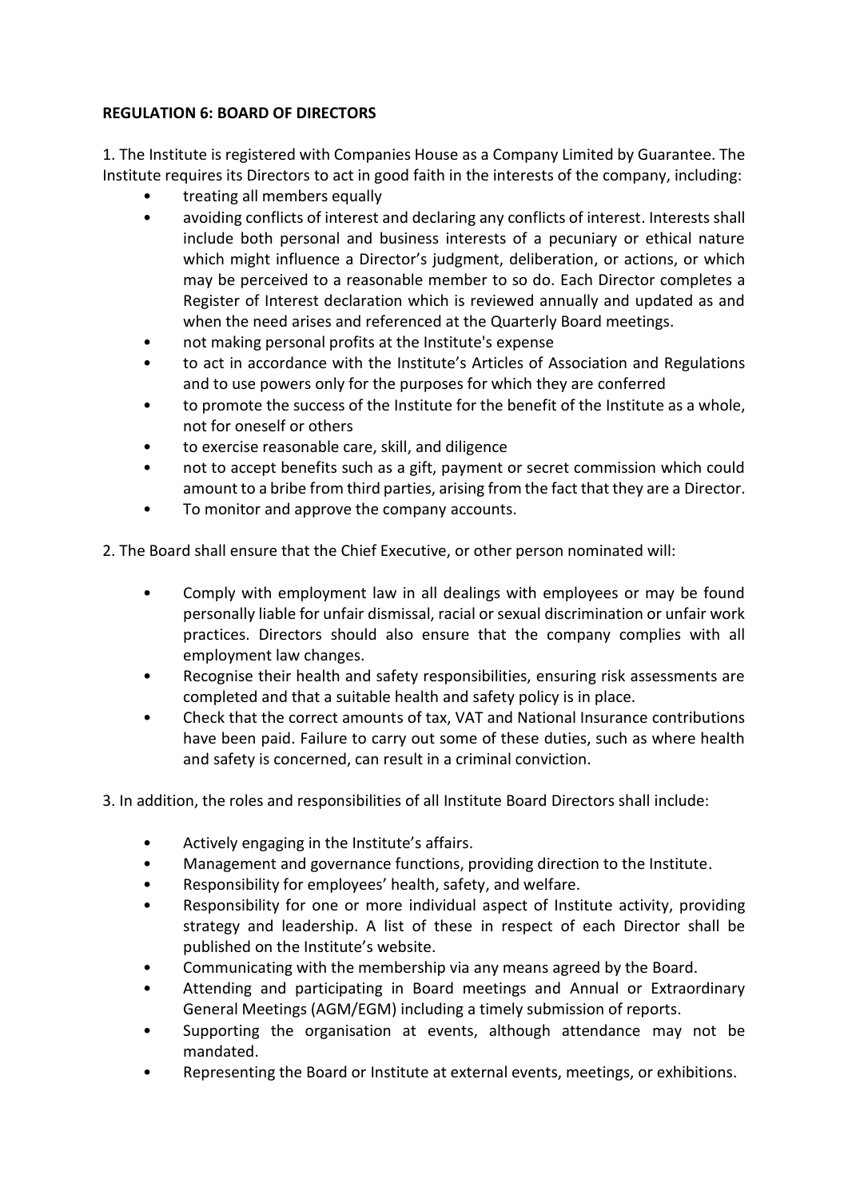**REGULATION 6: BOARD OF DIRECTORS**

1. The Institute is registered with Companies House as a Company Limited by Guarantee. The Institute requires its Directors to act in good faith in the interests of the company, including:

- treating all members equally
- avoiding conflicts of interest and declaring any conflicts of interest. Interests shall include both personal and business interests of a pecuniary or ethical nature which might influence a Director's judgment, deliberation, or actions, or which may be perceived to a reasonable member to so do. Each Director completes a Register of Interest declaration which is reviewed annually and updated as and when the need arises and referenced at the Quarterly Board meetings.
- not making personal profits at the Institute's expense
- to act in accordance with the Institute's Articles of Association and Regulations and to use powers only for the purposes for which they are conferred
- to promote the success of the Institute for the benefit of the Institute as a whole, not for oneself or others
- to exercise reasonable care, skill, and diligence
- not to accept benefits such as a gift, payment or secret commission which could amount to a bribe from third parties, arising from the fact that they are a Director.
- To monitor and approve the company accounts.

2. The Board shall ensure that the Chief Executive, or other person nominated will:

- Comply with employment law in all dealings with employees or may be found personally liable for unfair dismissal, racial or sexual discrimination or unfair work practices. Directors should also ensure that the company complies with all employment law changes.
- Recognise their health and safety responsibilities, ensuring risk assessments are completed and that a suitable health and safety policy is in place.
- Check that the correct amounts of tax, VAT and National Insurance contributions have been paid. Failure to carry out some of these duties, such as where health and safety is concerned, can result in a criminal conviction.

3. In addition, the roles and responsibilities of all Institute Board Directors shall include:

- Actively engaging in the Institute's affairs.
- Management and governance functions, providing direction to the Institute.
- Responsibility for employees' health, safety, and welfare.
- Responsibility for one or more individual aspect of Institute activity, providing strategy and leadership. A list of these in respect of each Director shall be published on the Institute's website.
- Communicating with the membership via any means agreed by the Board.
- Attending and participating in Board meetings and Annual or Extraordinary General Meetings (AGM/EGM) including a timely submission of reports.
- Supporting the organisation at events, although attendance may not be mandated.
- Representing the Board or Institute at external events, meetings, or exhibitions.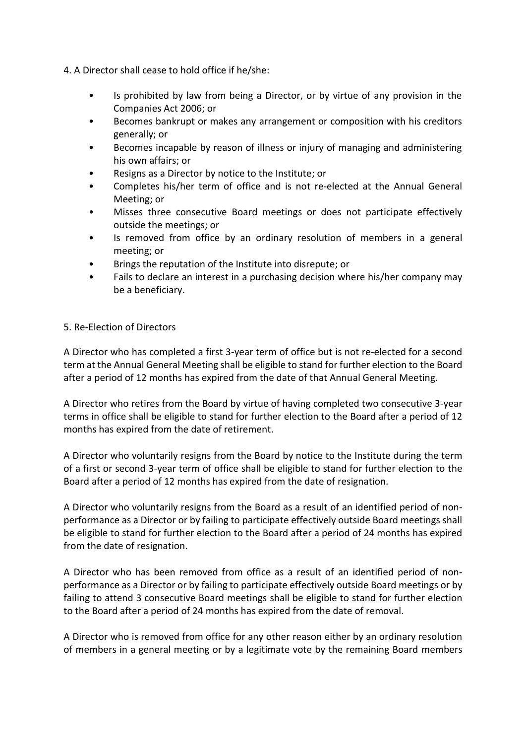4. A Director shall cease to hold office if he/she:

- Is prohibited by law from being a Director, or by virtue of any provision in the Companies Act 2006; or
- Becomes bankrupt or makes any arrangement or composition with his creditors generally; or
- Becomes incapable by reason of illness or injury of managing and administering his own affairs; or
- Resigns as a Director by notice to the Institute; or
- Completes his/her term of office and is not re-elected at the Annual General Meeting; or
- Misses three consecutive Board meetings or does not participate effectively outside the meetings; or
- Is removed from office by an ordinary resolution of members in a general meeting; or
- Brings the reputation of the Institute into disrepute; or
- Fails to declare an interest in a purchasing decision where his/her company may be a beneficiary.

5. Re-Election of Directors

A Director who has completed a first 3-year term of office but is not re-elected for a second term at the Annual General Meeting shall be eligible to stand for further election to the Board after a period of 12 months has expired from the date of that Annual General Meeting.

A Director who retires from the Board by virtue of having completed two consecutive 3-year terms in office shall be eligible to stand for further election to the Board after a period of 12 months has expired from the date of retirement.

A Director who voluntarily resigns from the Board by notice to the Institute during the term of a first or second 3-year term of office shall be eligible to stand for further election to the Board after a period of 12 months has expired from the date of resignation.

A Director who voluntarily resigns from the Board as a result of an identified period of non-performance as a Director or by failing to participate effectively outside Board meetings shall be eligible to stand for further election to the Board after a period of 24 months has expired from the date of resignation.

A Director who has been removed from office as a result of an identified period of non-performance as a Director or by failing to participate effectively outside Board meetings or by failing to attend 3 consecutive Board meetings shall be eligible to stand for further election to the Board after a period of 24 months has expired from the date of removal.

A Director who is removed from office for any other reason either by an ordinary resolution of members in a general meeting or by a legitimate vote by the remaining Board members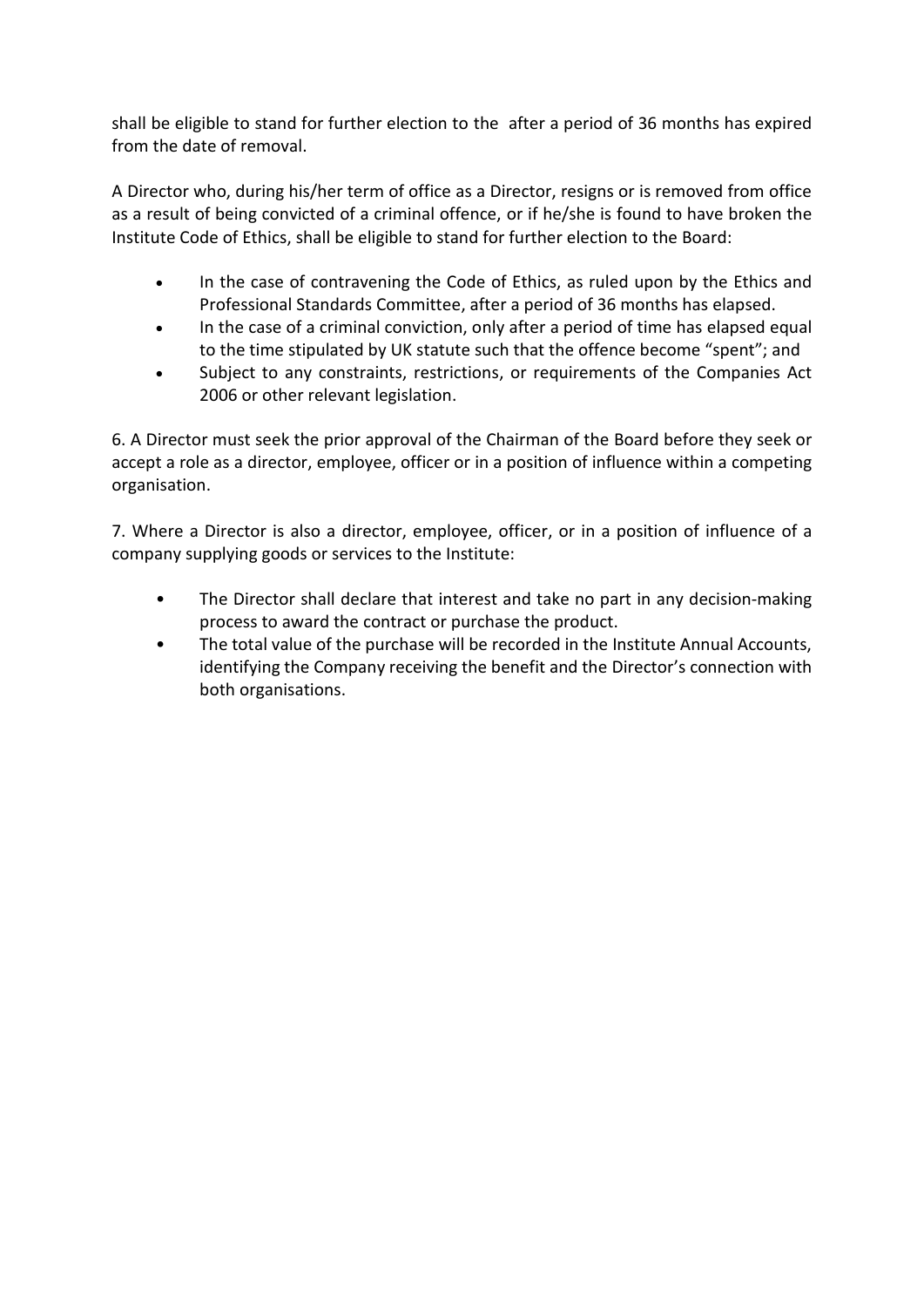shall be eligible to stand for further election to the  after a period of 36 months has expired from the date of removal.

A Director who, during his/her term of office as a Director, resigns or is removed from office as a result of being convicted of a criminal offence, or if he/she is found to have broken the Institute Code of Ethics, shall be eligible to stand for further election to the Board:

- In the case of contravening the Code of Ethics, as ruled upon by the Ethics and Professional Standards Committee, after a period of 36 months has elapsed.
- In the case of a criminal conviction, only after a period of time has elapsed equal to the time stipulated by UK statute such that the offence become "spent"; and
- Subject to any constraints, restrictions, or requirements of the Companies Act 2006 or other relevant legislation.

6. A Director must seek the prior approval of the Chairman of the Board before they seek or accept a role as a director, employee, officer or in a position of influence within a competing organisation.

7. Where a Director is also a director, employee, officer, or in a position of influence of a company supplying goods or services to the Institute:

- The Director shall declare that interest and take no part in any decision-making process to award the contract or purchase the product.
- The total value of the purchase will be recorded in the Institute Annual Accounts, identifying the Company receiving the benefit and the Director's connection with both organisations.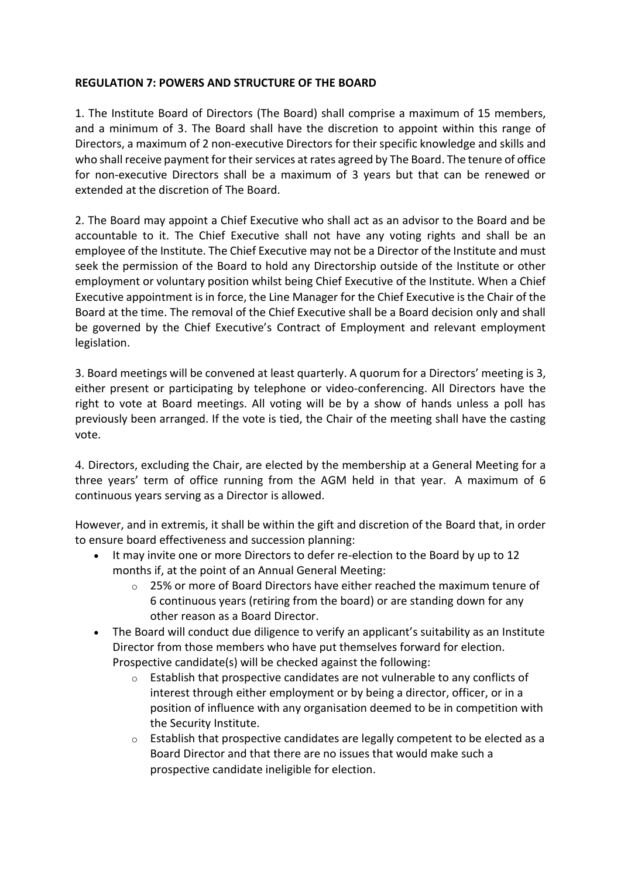**REGULATION 7: POWERS AND STRUCTURE OF THE BOARD**

1. The Institute Board of Directors (The Board) shall comprise a maximum of 15 members, and a minimum of 3. The Board shall have the discretion to appoint within this range of Directors, a maximum of 2 non-executive Directors for their specific knowledge and skills and who shall receive payment for their services at rates agreed by The Board. The tenure of office for non-executive Directors shall be a maximum of 3 years but that can be renewed or extended at the discretion of The Board.

2. The Board may appoint a Chief Executive who shall act as an advisor to the Board and be accountable to it. The Chief Executive shall not have any voting rights and shall be an employee of the Institute. The Chief Executive may not be a Director of the Institute and must seek the permission of the Board to hold any Directorship outside of the Institute or other employment or voluntary position whilst being Chief Executive of the Institute. When a Chief Executive appointment is in force, the Line Manager for the Chief Executive is the Chair of the Board at the time. The removal of the Chief Executive shall be a Board decision only and shall be governed by the Chief Executive's Contract of Employment and relevant employment legislation.

3. Board meetings will be convened at least quarterly. A quorum for a Directors' meeting is 3, either present or participating by telephone or video-conferencing. All Directors have the right to vote at Board meetings. All voting will be by a show of hands unless a poll has previously been arranged. If the vote is tied, the Chair of the meeting shall have the casting vote.

4. Directors, excluding the Chair, are elected by the membership at a General Meeting for a three years' term of office running from the AGM held in that year. A maximum of 6 continuous years serving as a Director is allowed.

However, and in extremis, it shall be within the gift and discretion of the Board that, in order to ensure board effectiveness and succession planning:

- It may invite one or more Directors to defer re-election to the Board by up to 12 months if, at the point of an Annual General Meeting:
    - 25% or more of Board Directors have either reached the maximum tenure of 6 continuous years (retiring from the board) or are standing down for any other reason as a Board Director.
- The Board will conduct due diligence to verify an applicant's suitability as an Institute Director from those members who have put themselves forward for election. Prospective candidate(s) will be checked against the following:
    - Establish that prospective candidates are not vulnerable to any conflicts of interest through either employment or by being a director, officer, or in a position of influence with any organisation deemed to be in competition with the Security Institute.
    - Establish that prospective candidates are legally competent to be elected as a Board Director and that there are no issues that would make such a prospective candidate ineligible for election.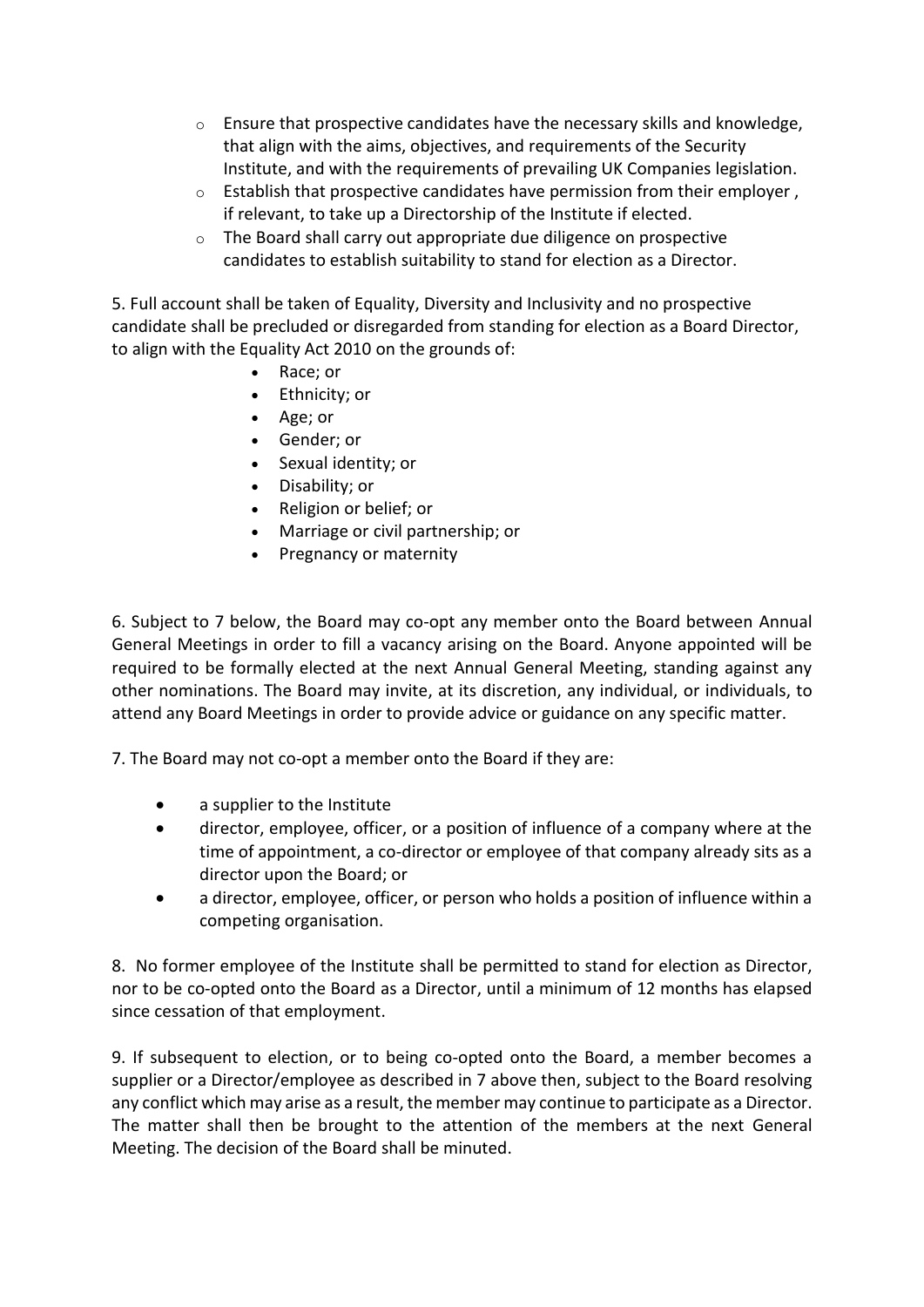- Ensure that prospective candidates have the necessary skills and knowledge, that align with the aims, objectives, and requirements of the Security Institute, and with the requirements of prevailing UK Companies legislation.
   - Establish that prospective candidates have permission from their employer , if relevant, to take up a Directorship of the Institute if elected.
   - The Board shall carry out appropriate due diligence on prospective candidates to establish suitability to stand for election as a Director.

5. Full account shall be taken of Equality, Diversity and Inclusivity and no prospective candidate shall be precluded or disregarded from standing for election as a Board Director, to align with the Equality Act 2010 on the grounds of:

- Race; or
- Ethnicity; or
- Age; or
- Gender; or
- Sexual identity; or
- Disability; or
- Religion or belief; or
- Marriage or civil partnership; or
- Pregnancy or maternity

6. Subject to 7 below, the Board may co-opt any member onto the Board between Annual General Meetings in order to fill a vacancy arising on the Board. Anyone appointed will be required to be formally elected at the next Annual General Meeting, standing against any other nominations. The Board may invite, at its discretion, any individual, or individuals, to attend any Board Meetings in order to provide advice or guidance on any specific matter.

7. The Board may not co-opt a member onto the Board if they are:

- a supplier to the Institute
- director, employee, officer, or a position of influence of a company where at the time of appointment, a co-director or employee of that company already sits as a director upon the Board; or
- a director, employee, officer, or person who holds a position of influence within a competing organisation.

8. No former employee of the Institute shall be permitted to stand for election as Director, nor to be co-opted onto the Board as a Director, until a minimum of 12 months has elapsed since cessation of that employment.

9. If subsequent to election, or to being co-opted onto the Board, a member becomes a supplier or a Director/employee as described in 7 above then, subject to the Board resolving any conflict which may arise as a result, the member may continue to participate as a Director. The matter shall then be brought to the attention of the members at the next General Meeting. The decision of the Board shall be minuted.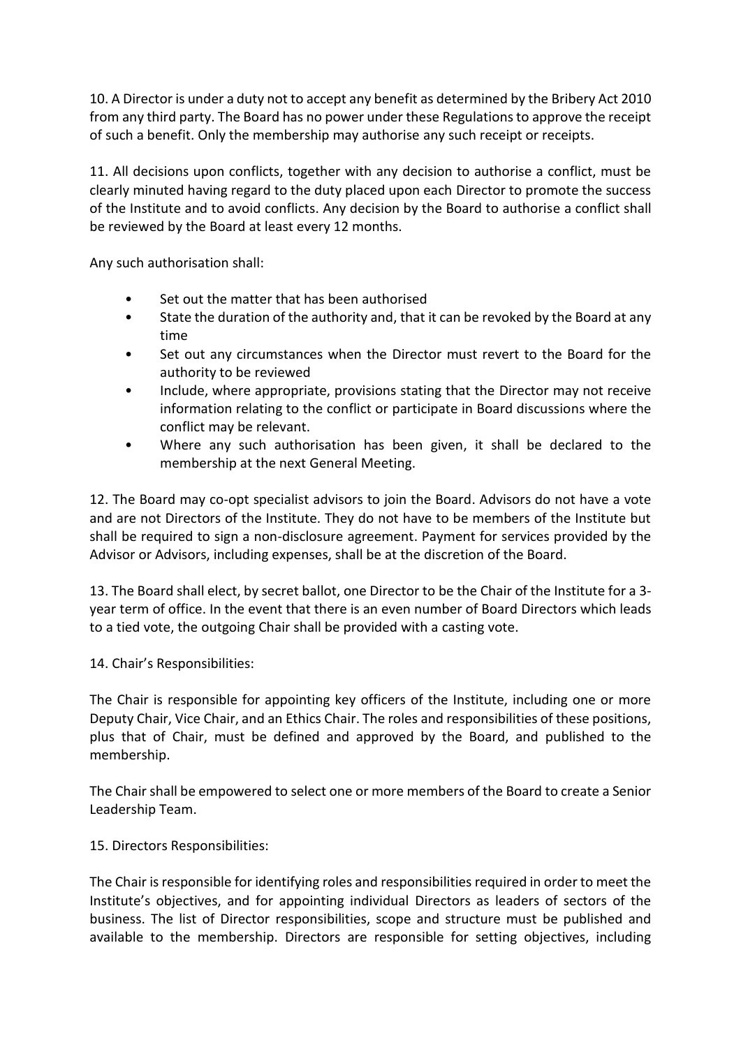10. A Director is under a duty not to accept any benefit as determined by the Bribery Act 2010 from any third party. The Board has no power under these Regulations to approve the receipt of such a benefit. Only the membership may authorise any such receipt or receipts.

11. All decisions upon conflicts, together with any decision to authorise a conflict, must be clearly minuted having regard to the duty placed upon each Director to promote the success of the Institute and to avoid conflicts. Any decision by the Board to authorise a conflict shall be reviewed by the Board at least every 12 months.

Any such authorisation shall:

- Set out the matter that has been authorised
- State the duration of the authority and, that it can be revoked by the Board at any time
- Set out any circumstances when the Director must revert to the Board for the authority to be reviewed
- Include, where appropriate, provisions stating that the Director may not receive information relating to the conflict or participate in Board discussions where the conflict may be relevant.
- Where any such authorisation has been given, it shall be declared to the membership at the next General Meeting.

12. The Board may co-opt specialist advisors to join the Board. Advisors do not have a vote and are not Directors of the Institute. They do not have to be members of the Institute but shall be required to sign a non-disclosure agreement. Payment for services provided by the Advisor or Advisors, including expenses, shall be at the discretion of the Board.

13. The Board shall elect, by secret ballot, one Director to be the Chair of the Institute for a 3-year term of office. In the event that there is an even number of Board Directors which leads to a tied vote, the outgoing Chair shall be provided with a casting vote.

14. Chair's Responsibilities:

The Chair is responsible for appointing key officers of the Institute, including one or more Deputy Chair, Vice Chair, and an Ethics Chair. The roles and responsibilities of these positions, plus that of Chair, must be defined and approved by the Board, and published to the membership.

The Chair shall be empowered to select one or more members of the Board to create a Senior Leadership Team.

15. Directors Responsibilities:

The Chair is responsible for identifying roles and responsibilities required in order to meet the Institute's objectives, and for appointing individual Directors as leaders of sectors of the business. The list of Director responsibilities, scope and structure must be published and available to the membership. Directors are responsible for setting objectives, including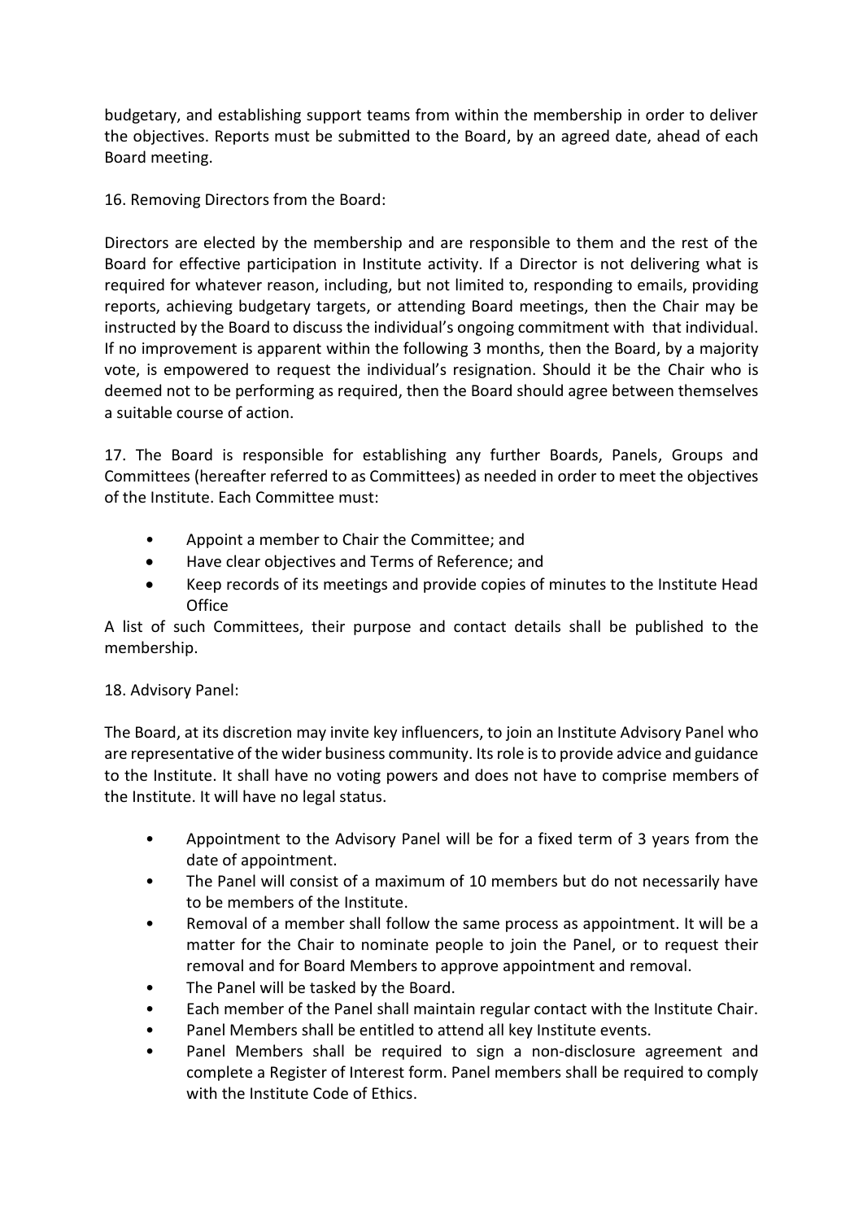budgetary, and establishing support teams from within the membership in order to deliver the objectives. Reports must be submitted to the Board, by an agreed date, ahead of each Board meeting.

16. Removing Directors from the Board:

Directors are elected by the membership and are responsible to them and the rest of the Board for effective participation in Institute activity. If a Director is not delivering what is required for whatever reason, including, but not limited to, responding to emails, providing reports, achieving budgetary targets, or attending Board meetings, then the Chair may be instructed by the Board to discuss the individual's ongoing commitment with that individual. If no improvement is apparent within the following 3 months, then the Board, by a majority vote, is empowered to request the individual's resignation. Should it be the Chair who is deemed not to be performing as required, then the Board should agree between themselves a suitable course of action.

17. The Board is responsible for establishing any further Boards, Panels, Groups and Committees (hereafter referred to as Committees) as needed in order to meet the objectives of the Institute. Each Committee must:

- Appoint a member to Chair the Committee; and
- Have clear objectives and Terms of Reference; and
- Keep records of its meetings and provide copies of minutes to the Institute Head Office

A list of such Committees, their purpose and contact details shall be published to the membership.

18. Advisory Panel:

The Board, at its discretion may invite key influencers, to join an Institute Advisory Panel who are representative of the wider business community. Its role is to provide advice and guidance to the Institute. It shall have no voting powers and does not have to comprise members of the Institute. It will have no legal status.

- Appointment to the Advisory Panel will be for a fixed term of 3 years from the date of appointment.
- The Panel will consist of a maximum of 10 members but do not necessarily have to be members of the Institute.
- Removal of a member shall follow the same process as appointment. It will be a matter for the Chair to nominate people to join the Panel, or to request their removal and for Board Members to approve appointment and removal.
- The Panel will be tasked by the Board.
- Each member of the Panel shall maintain regular contact with the Institute Chair.
- Panel Members shall be entitled to attend all key Institute events.
- Panel Members shall be required to sign a non-disclosure agreement and complete a Register of Interest form. Panel members shall be required to comply with the Institute Code of Ethics.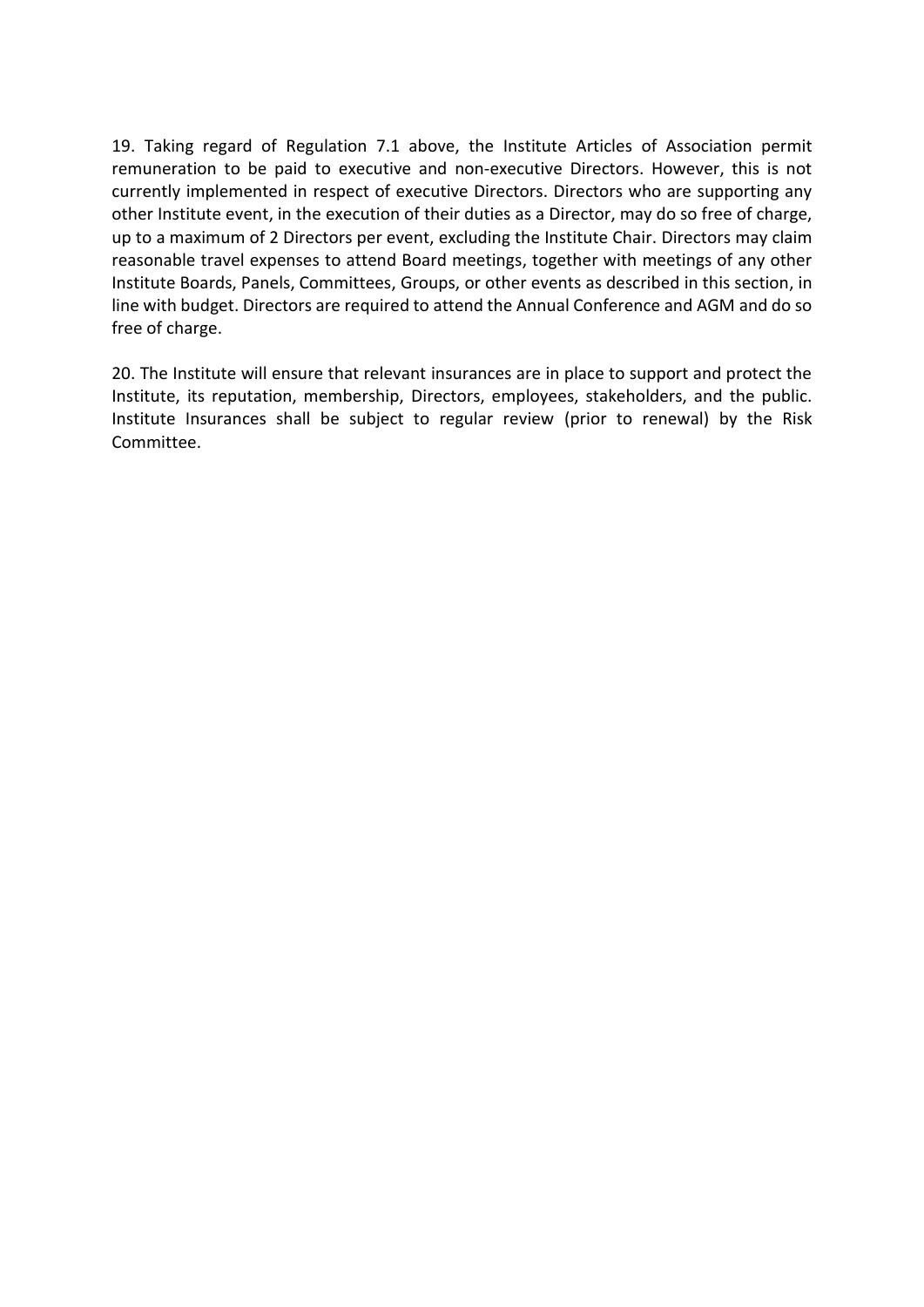19. Taking regard of Regulation 7.1 above, the Institute Articles of Association permit remuneration to be paid to executive and non-executive Directors. However, this is not currently implemented in respect of executive Directors. Directors who are supporting any other Institute event, in the execution of their duties as a Director, may do so free of charge, up to a maximum of 2 Directors per event, excluding the Institute Chair. Directors may claim reasonable travel expenses to attend Board meetings, together with meetings of any other Institute Boards, Panels, Committees, Groups, or other events as described in this section, in line with budget. Directors are required to attend the Annual Conference and AGM and do so free of charge.

20. The Institute will ensure that relevant insurances are in place to support and protect the Institute, its reputation, membership, Directors, employees, stakeholders, and the public. Institute Insurances shall be subject to regular review (prior to renewal) by the Risk Committee.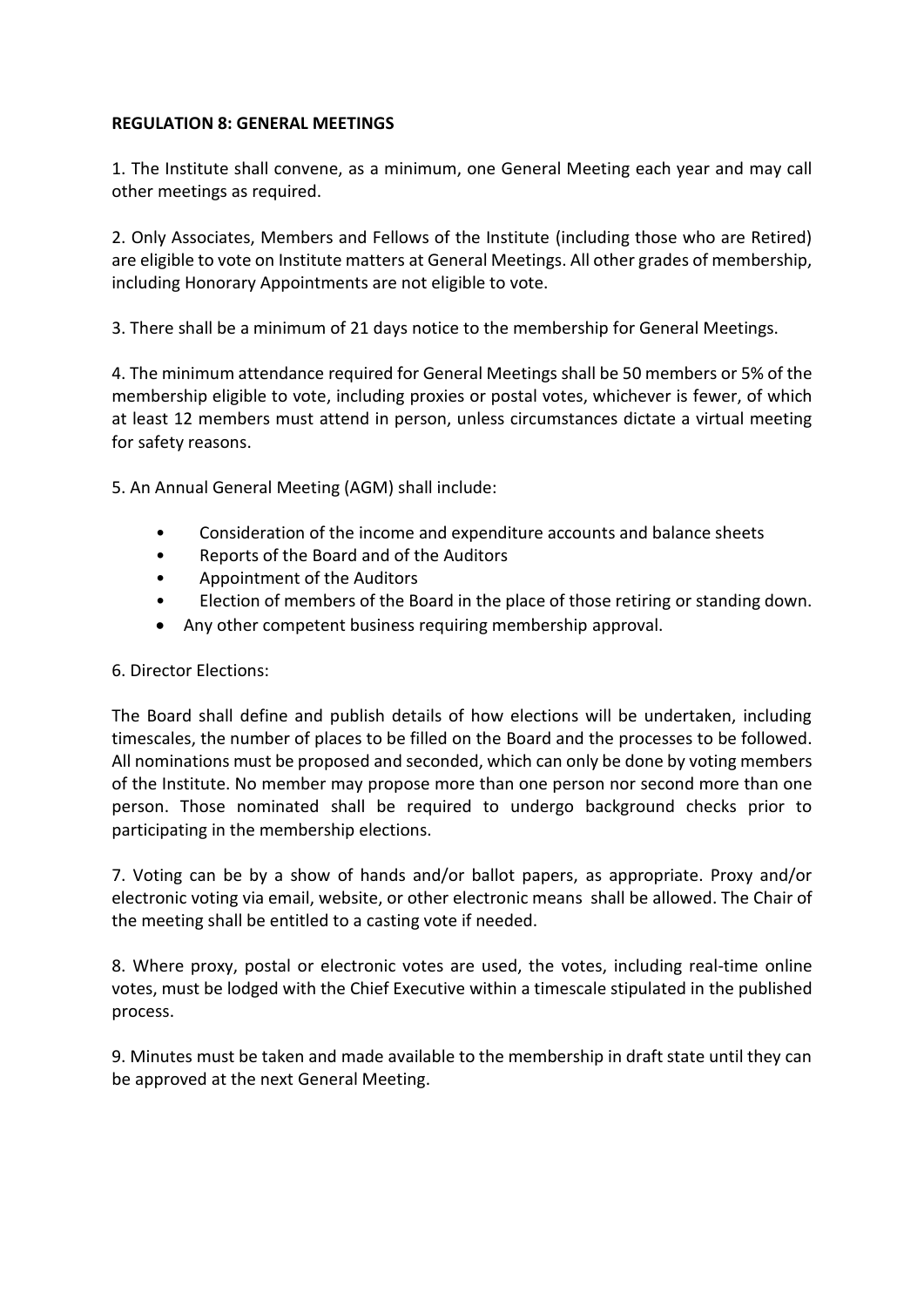**REGULATION 8: GENERAL MEETINGS**

1. The Institute shall convene, as a minimum, one General Meeting each year and may call other meetings as required.

2. Only Associates, Members and Fellows of the Institute (including those who are Retired) are eligible to vote on Institute matters at General Meetings. All other grades of membership, including Honorary Appointments are not eligible to vote.

3. There shall be a minimum of 21 days notice to the membership for General Meetings.

4. The minimum attendance required for General Meetings shall be 50 members or 5% of the membership eligible to vote, including proxies or postal votes, whichever is fewer, of which at least 12 members must attend in person, unless circumstances dictate a virtual meeting for safety reasons.

5. An Annual General Meeting (AGM) shall include:

- Consideration of the income and expenditure accounts and balance sheets
- Reports of the Board and of the Auditors
- Appointment of the Auditors
- Election of members of the Board in the place of those retiring or standing down.
- Any other competent business requiring membership approval.

6. Director Elections:

The Board shall define and publish details of how elections will be undertaken, including timescales, the number of places to be filled on the Board and the processes to be followed. All nominations must be proposed and seconded, which can only be done by voting members of the Institute. No member may propose more than one person nor second more than one person. Those nominated shall be required to undergo background checks prior to participating in the membership elections.

7. Voting can be by a show of hands and/or ballot papers, as appropriate. Proxy and/or electronic voting via email, website, or other electronic means shall be allowed. The Chair of the meeting shall be entitled to a casting vote if needed.

8. Where proxy, postal or electronic votes are used, the votes, including real-time online votes, must be lodged with the Chief Executive within a timescale stipulated in the published process.

9. Minutes must be taken and made available to the membership in draft state until they can be approved at the next General Meeting.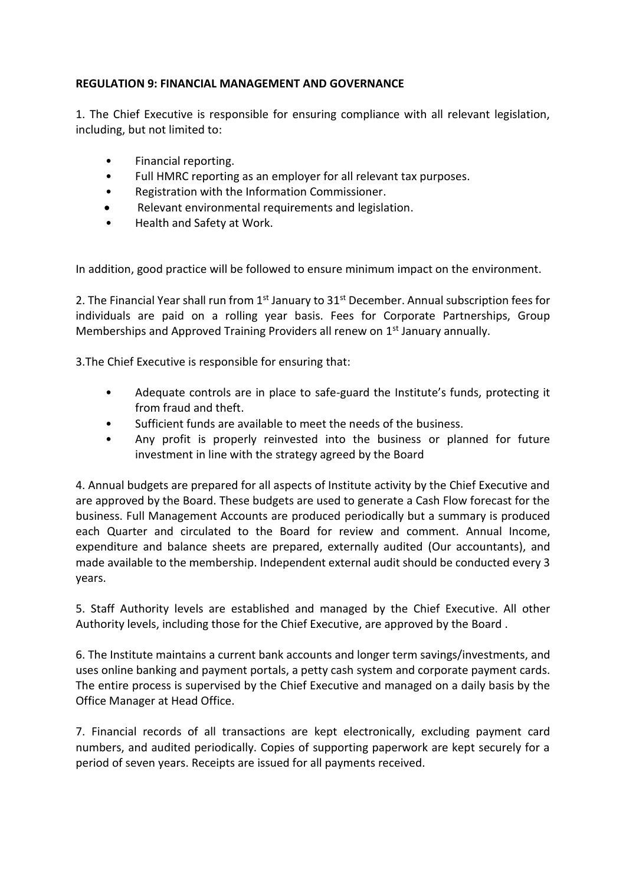**REGULATION 9: FINANCIAL MANAGEMENT AND GOVERNANCE**

1. The Chief Executive is responsible for ensuring compliance with all relevant legislation, including, but not limited to:

- Financial reporting.
- Full HMRC reporting as an employer for all relevant tax purposes.
- Registration with the Information Commissioner.
- Relevant environmental requirements and legislation.
- Health and Safety at Work.

In addition, good practice will be followed to ensure minimum impact on the environment.

2. The Financial Year shall run from 1st January to 31st December. Annual subscription fees for individuals are paid on a rolling year basis. Fees for Corporate Partnerships, Group Memberships and Approved Training Providers all renew on 1st January annually.

3.The Chief Executive is responsible for ensuring that:

- Adequate controls are in place to safe-guard the Institute's funds, protecting it from fraud and theft.
- Sufficient funds are available to meet the needs of the business.
- Any profit is properly reinvested into the business or planned for future investment in line with the strategy agreed by the Board

4. Annual budgets are prepared for all aspects of Institute activity by the Chief Executive and are approved by the Board. These budgets are used to generate a Cash Flow forecast for the business. Full Management Accounts are produced periodically but a summary is produced each Quarter and circulated to the Board for review and comment. Annual Income, expenditure and balance sheets are prepared, externally audited (Our accountants), and made available to the membership. Independent external audit should be conducted every 3 years.

5. Staff Authority levels are established and managed by the Chief Executive. All other Authority levels, including those for the Chief Executive, are approved by the Board .

6. The Institute maintains a current bank accounts and longer term savings/investments, and uses online banking and payment portals, a petty cash system and corporate payment cards. The entire process is supervised by the Chief Executive and managed on a daily basis by the Office Manager at Head Office.

7. Financial records of all transactions are kept electronically, excluding payment card numbers, and audited periodically. Copies of supporting paperwork are kept securely for a period of seven years. Receipts are issued for all payments received.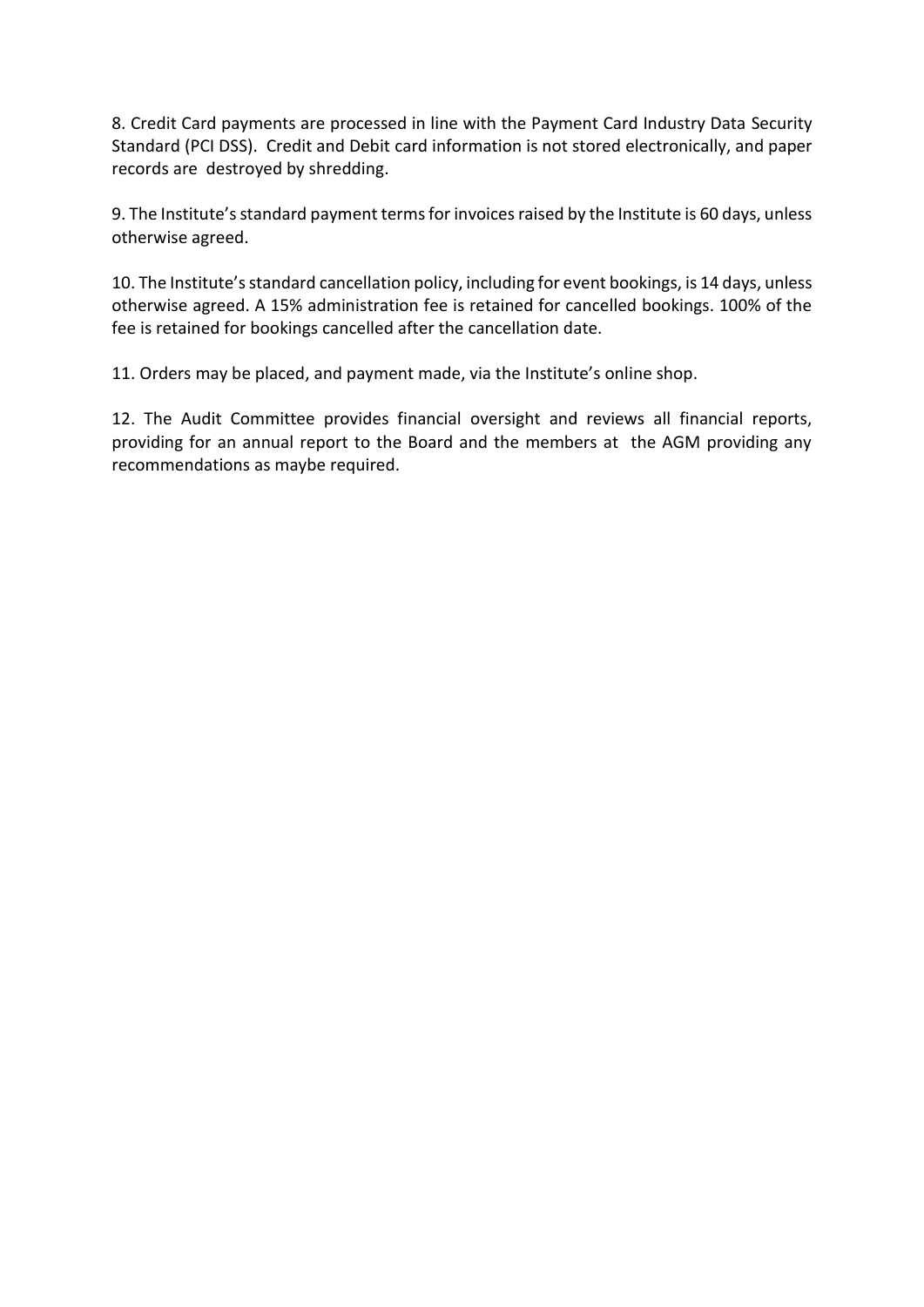8. Credit Card payments are processed in line with the Payment Card Industry Data Security Standard (PCI DSS). Credit and Debit card information is not stored electronically, and paper records are destroyed by shredding.

9. The Institute's standard payment terms for invoices raised by the Institute is 60 days, unless otherwise agreed.

10. The Institute's standard cancellation policy, including for event bookings, is 14 days, unless otherwise agreed. A 15% administration fee is retained for cancelled bookings. 100% of the fee is retained for bookings cancelled after the cancellation date.

11. Orders may be placed, and payment made, via the Institute's online shop.

12. The Audit Committee provides financial oversight and reviews all financial reports, providing for an annual report to the Board and the members at the AGM providing any recommendations as maybe required.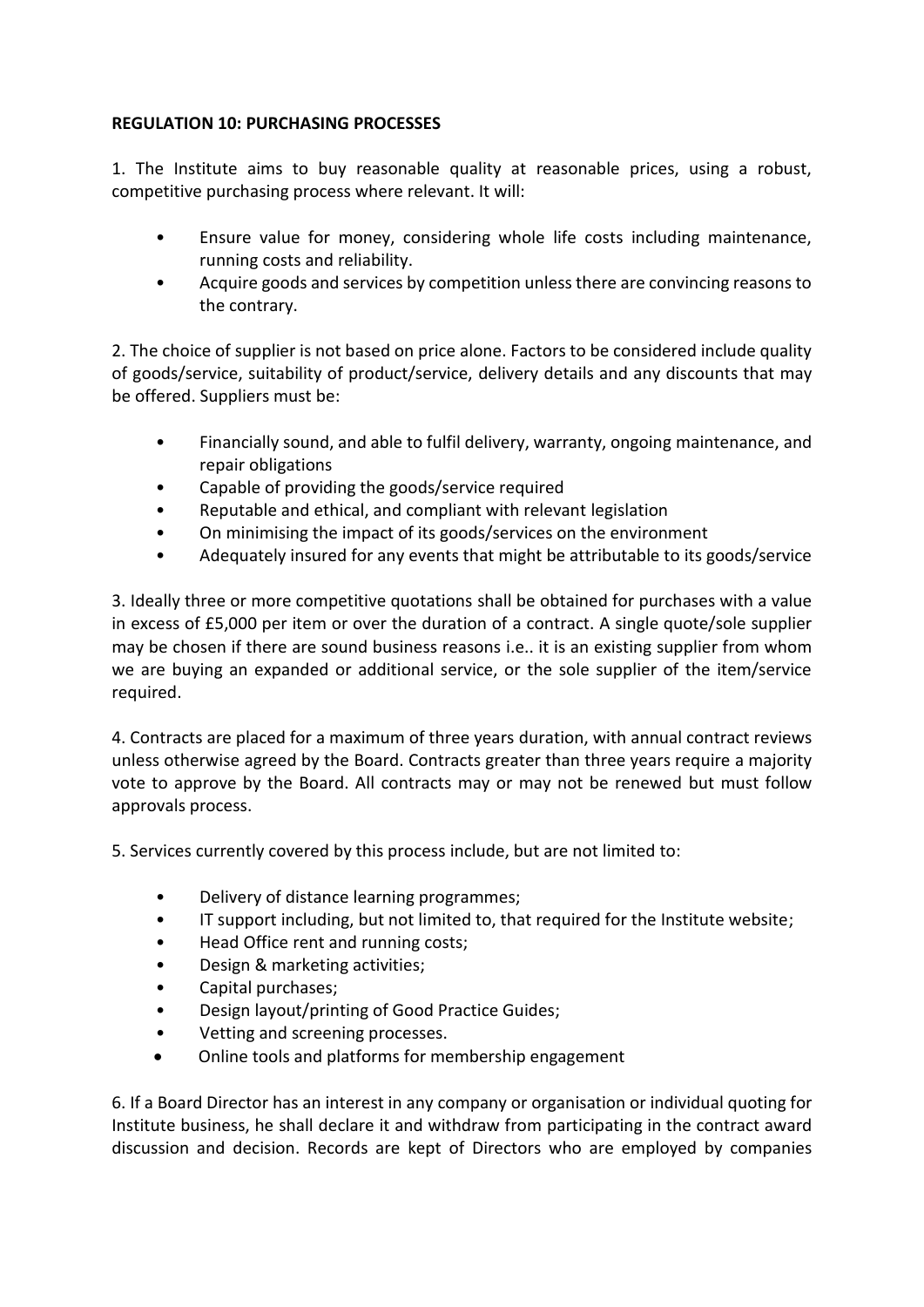**REGULATION 10: PURCHASING PROCESSES**

1. The Institute aims to buy reasonable quality at reasonable prices, using a robust, competitive purchasing process where relevant. It will:

- Ensure value for money, considering whole life costs including maintenance, running costs and reliability.
- Acquire goods and services by competition unless there are convincing reasons to the contrary.

2. The choice of supplier is not based on price alone. Factors to be considered include quality of goods/service, suitability of product/service, delivery details and any discounts that may be offered. Suppliers must be:

- Financially sound, and able to fulfil delivery, warranty, ongoing maintenance, and repair obligations
- Capable of providing the goods/service required
- Reputable and ethical, and compliant with relevant legislation
- On minimising the impact of its goods/services on the environment
- Adequately insured for any events that might be attributable to its goods/service

3. Ideally three or more competitive quotations shall be obtained for purchases with a value in excess of £5,000 per item or over the duration of a contract. A single quote/sole supplier may be chosen if there are sound business reasons i.e.. it is an existing supplier from whom we are buying an expanded or additional service, or the sole supplier of the item/service required.

4. Contracts are placed for a maximum of three years duration, with annual contract reviews unless otherwise agreed by the Board. Contracts greater than three years require a majority vote to approve by the Board. All contracts may or may not be renewed but must follow approvals process.

5. Services currently covered by this process include, but are not limited to:

- Delivery of distance learning programmes;
- IT support including, but not limited to, that required for the Institute website;
- Head Office rent and running costs;
- Design & marketing activities;
- Capital purchases;
- Design layout/printing of Good Practice Guides;
- Vetting and screening processes.
- Online tools and platforms for membership engagement

6. If a Board Director has an interest in any company or organisation or individual quoting for Institute business, he shall declare it and withdraw from participating in the contract award discussion and decision. Records are kept of Directors who are employed by companies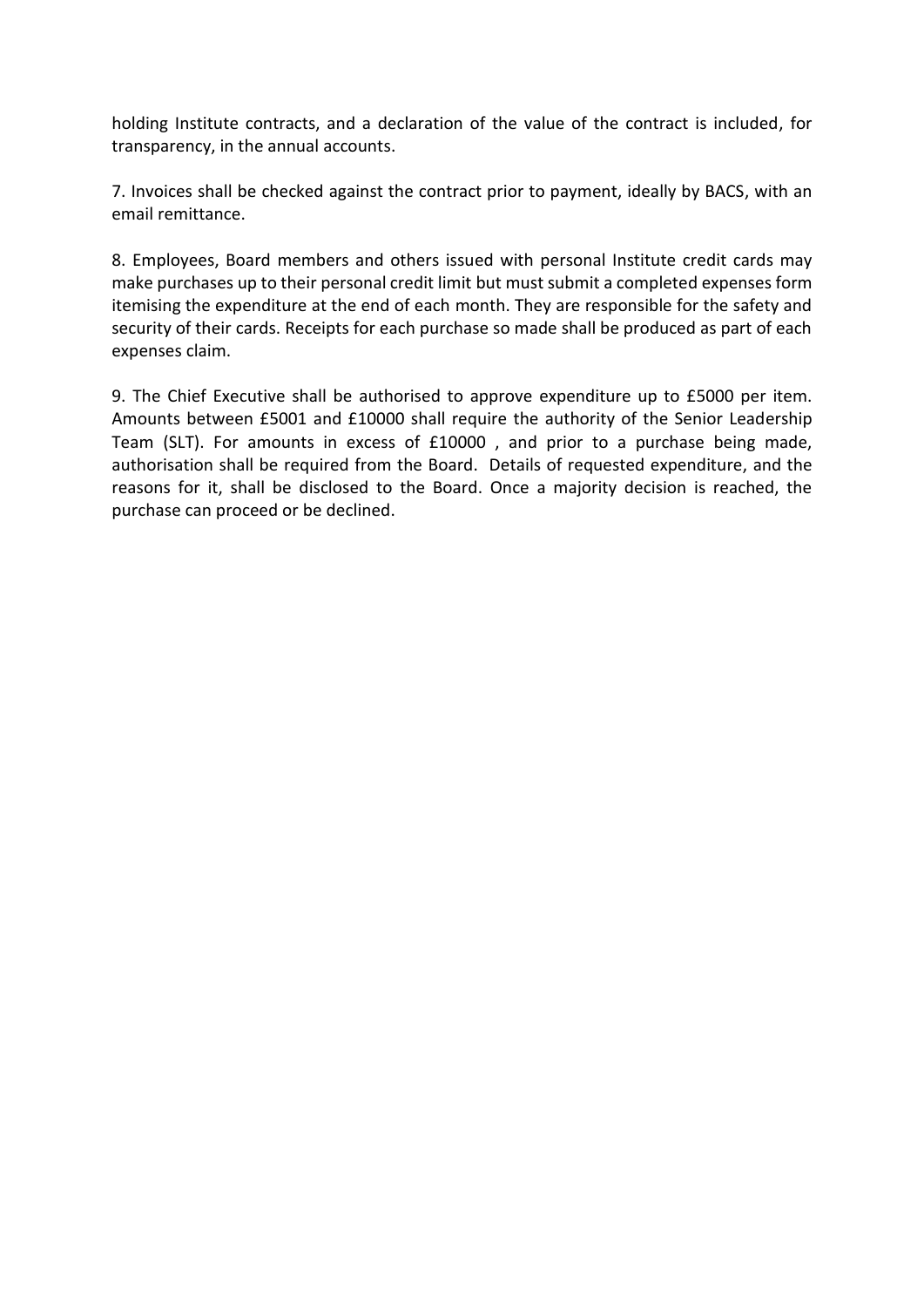holding Institute contracts, and a declaration of the value of the contract is included, for transparency, in the annual accounts.

7. Invoices shall be checked against the contract prior to payment, ideally by BACS, with an email remittance.

8. Employees, Board members and others issued with personal Institute credit cards may make purchases up to their personal credit limit but must submit a completed expenses form itemising the expenditure at the end of each month. They are responsible for the safety and security of their cards. Receipts for each purchase so made shall be produced as part of each expenses claim.

9. The Chief Executive shall be authorised to approve expenditure up to £5000 per item. Amounts between £5001 and £10000 shall require the authority of the Senior Leadership Team (SLT). For amounts in excess of £10000 , and prior to a purchase being made, authorisation shall be required from the Board. Details of requested expenditure, and the reasons for it, shall be disclosed to the Board. Once a majority decision is reached, the purchase can proceed or be declined.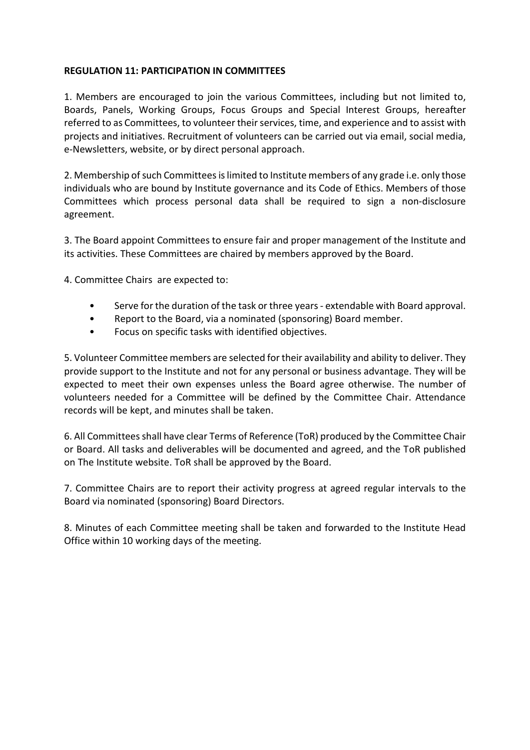**REGULATION 11: PARTICIPATION IN COMMITTEES**

1. Members are encouraged to join the various Committees, including but not limited to, Boards, Panels, Working Groups, Focus Groups and Special Interest Groups, hereafter referred to as Committees, to volunteer their services, time, and experience and to assist with projects and initiatives. Recruitment of volunteers can be carried out via email, social media, e-Newsletters, website, or by direct personal approach.

2. Membership of such Committees is limited to Institute members of any grade i.e. only those individuals who are bound by Institute governance and its Code of Ethics. Members of those Committees which process personal data shall be required to sign a non-disclosure agreement.

3. The Board appoint Committees to ensure fair and proper management of the Institute and its activities. These Committees are chaired by members approved by the Board.

4. Committee Chairs are expected to:

- Serve for the duration of the task or three years - extendable with Board approval.
- Report to the Board, via a nominated (sponsoring) Board member.
- Focus on specific tasks with identified objectives.

5. Volunteer Committee members are selected for their availability and ability to deliver. They provide support to the Institute and not for any personal or business advantage. They will be expected to meet their own expenses unless the Board agree otherwise. The number of volunteers needed for a Committee will be defined by the Committee Chair. Attendance records will be kept, and minutes shall be taken.

6. All Committees shall have clear Terms of Reference (ToR) produced by the Committee Chair or Board. All tasks and deliverables will be documented and agreed, and the ToR published on The Institute website. ToR shall be approved by the Board.

7. Committee Chairs are to report their activity progress at agreed regular intervals to the Board via nominated (sponsoring) Board Directors.

8. Minutes of each Committee meeting shall be taken and forwarded to the Institute Head Office within 10 working days of the meeting.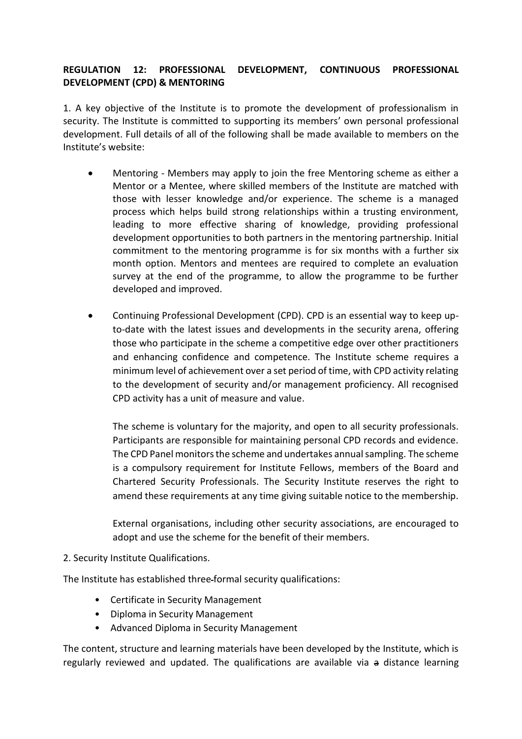**REGULATION 12: PROFESSIONAL DEVELOPMENT, CONTINUOUS PROFESSIONAL DEVELOPMENT (CPD) & MENTORING**

1. A key objective of the Institute is to promote the development of professionalism in security. The Institute is committed to supporting its members' own personal professional development. Full details of all of the following shall be made available to members on the Institute's website:

- Mentoring - Members may apply to join the free Mentoring scheme as either a Mentor or a Mentee, where skilled members of the Institute are matched with those with lesser knowledge and/or experience. The scheme is a managed process which helps build strong relationships within a trusting environment, leading to more effective sharing of knowledge, providing professional development opportunities to both partners in the mentoring partnership. Initial commitment to the mentoring programme is for six months with a further six month option. Mentors and mentees are required to complete an evaluation survey at the end of the programme, to allow the programme to be further developed and improved.

- Continuing Professional Development (CPD). CPD is an essential way to keep up-to-date with the latest issues and developments in the security arena, offering those who participate in the scheme a competitive edge over other practitioners and enhancing confidence and competence. The Institute scheme requires a minimum level of achievement over a set period of time, with CPD activity relating to the development of security and/or management proficiency. All recognised CPD activity has a unit of measure and value.

  The scheme is voluntary for the majority, and open to all security professionals. Participants are responsible for maintaining personal CPD records and evidence. The CPD Panel monitors the scheme and undertakes annual sampling. The scheme is a compulsory requirement for Institute Fellows, members of the Board and Chartered Security Professionals. The Security Institute reserves the right to amend these requirements at any time giving suitable notice to the membership.

  External organisations, including other security associations, are encouraged to adopt and use the scheme for the benefit of their members.

2. Security Institute Qualifications.

The Institute has established three formal security qualifications:

- Certificate in Security Management
- Diploma in Security Management
- Advanced Diploma in Security Management

The content, structure and learning materials have been developed by the Institute, which is regularly reviewed and updated. The qualifications are available via ~~a~~ distance learning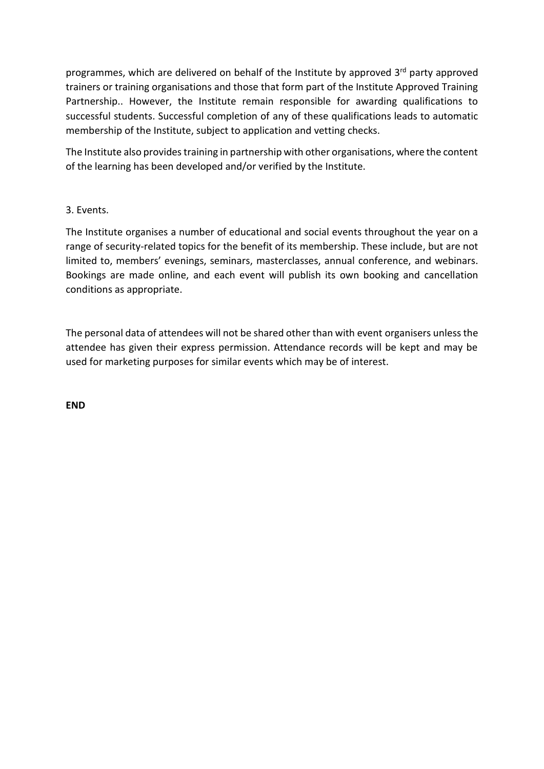programmes, which are delivered on behalf of the Institute by approved 3rd party approved trainers or training organisations and those that form part of the Institute Approved Training Partnership.. However, the Institute remain responsible for awarding qualifications to successful students. Successful completion of any of these qualifications leads to automatic membership of the Institute, subject to application and vetting checks.

The Institute also provides training in partnership with other organisations, where the content of the learning has been developed and/or verified by the Institute.

3. Events.

The Institute organises a number of educational and social events throughout the year on a range of security-related topics for the benefit of its membership. These include, but are not limited to, members' evenings, seminars, masterclasses, annual conference, and webinars. Bookings are made online, and each event will publish its own booking and cancellation conditions as appropriate.

The personal data of attendees will not be shared other than with event organisers unless the attendee has given their express permission. Attendance records will be kept and may be used for marketing purposes for similar events which may be of interest.

**END**